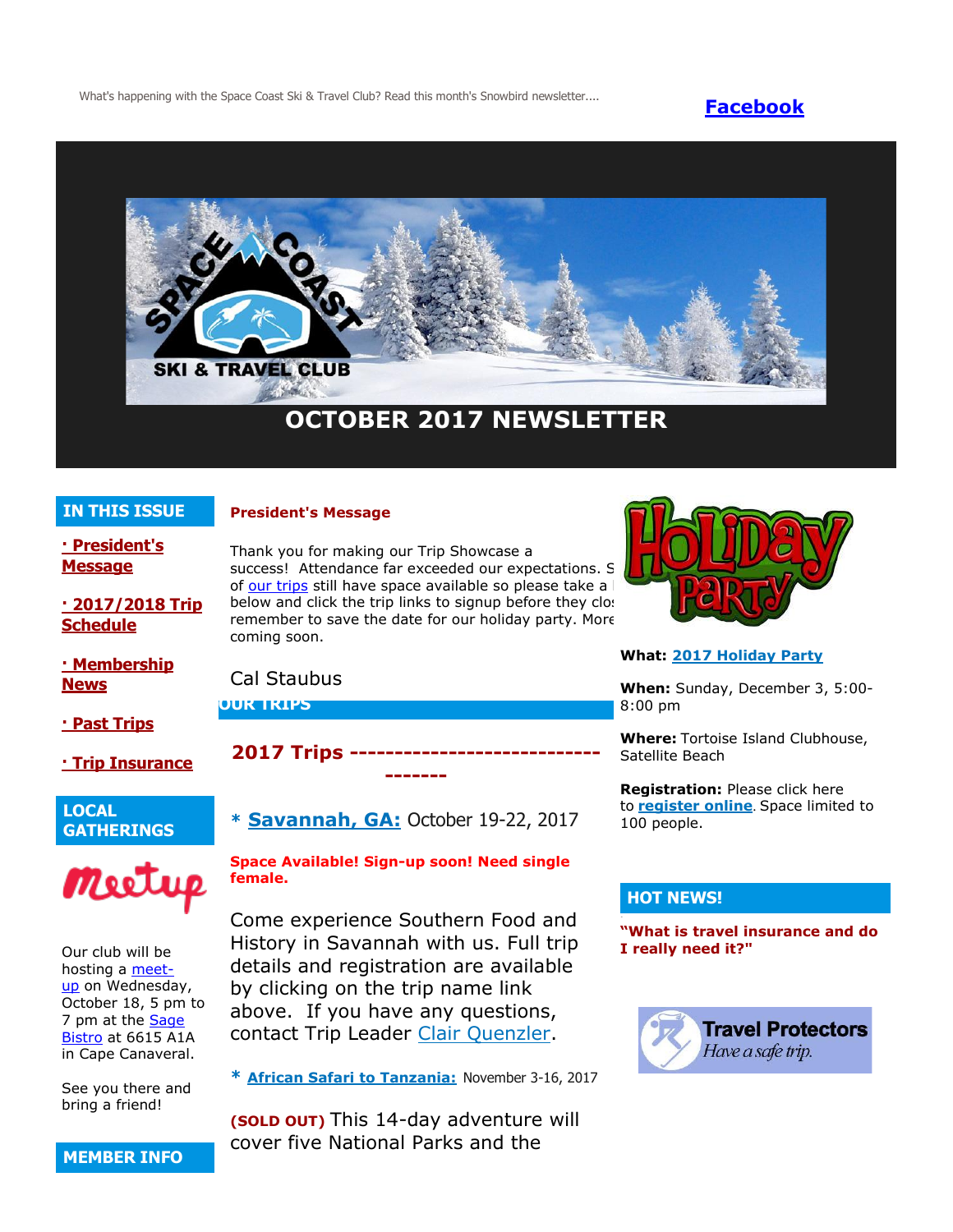What's happening with the Space Coast Ski & Travel Club? Read this month's Snowbird newsletter....

**Facebook**

SPACE COAST SKI & TRAVEL CLUB

# OCTOBER 2017 NEWSLETTER

## IN THIS ISSUE

- **· President's Message**
- **· 2017/2018 Trip Schedule**
- **· Membership News**
- **· Past Trips**
- **· Trip Insurance**

## LOCAL GATHERINGS

meetup

Our club will be hosting a meet-up on Wednesday, October 18, 5 pm to 7 pm at the Sage Bistro at 6615 A1A in Cape Canaveral.

See you there and bring a friend!

## MEMBER INFO

### President's Message

Thank you for making our Trip Showcase a success! Attendance far exceeded our expectations. S of our trips still have space available so please take a below and click the trip links to signup before they clos remember to save the date for our holiday party. More coming soon.

Cal Staubus

## OUR TRIPS

### 2017 Trips -----------------------------------

\* **Savannah, GA:** October 19-22, 2017

**Space Available! Sign-up soon! Need single female.**

Come experience Southern Food and History in Savannah with us. Full trip details and registration are available by clicking on the trip name link above. If you have any questions, contact Trip Leader Clair Quenzler.

\* **African Safari to Tanzania:** November 3-16, 2017

**(SOLD OUT)** This 14-day adventure will cover five National Parks and the

## Holiday Party

**What:** **2017 Holiday Party**

**When:** Sunday, December 3, 5:00-8:00 pm

**Where:** Tortoise Island Clubhouse, Satellite Beach

**Registration:** Please click here to **register online**. Space limited to 100 people.

## HOT NEWS!

**"What is travel insurance and do I really need it?"**

Travel Protectors
*Have a safe trip.*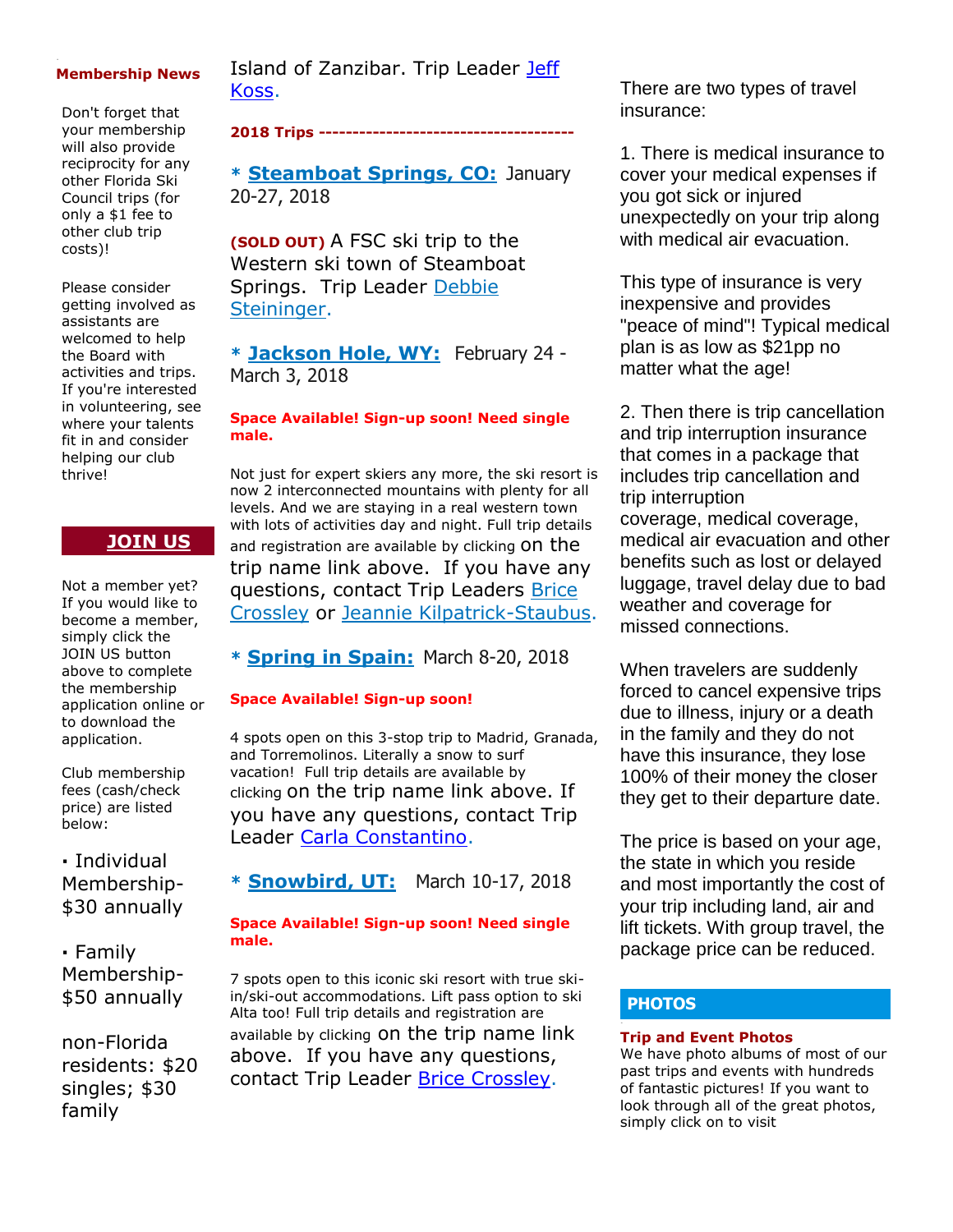**Membership News**

Don't forget that your membership will also provide reciprocity for any other Florida Ski Council trips (for only a $1 fee to other club trip costs)!

Please consider getting involved as assistants are welcomed to help the Board with activities and trips. If you're interested in volunteering, see where your talents fit in and consider helping our club thrive!

**JOIN US**

Not a member yet? If you would like to become a member, simply click the JOIN US button above to complete the membership application online or to download the application.

Club membership fees (cash/check price) are listed below:

▪ Individual Membership- $30 annually

▪ Family Membership- $50 annually

non-Florida residents: $20 singles; $30 family

Island of Zanzibar. Trip Leader Jeff Koss.

**2018 Trips -------------------------------------**

**\* Steamboat Springs, CO:** January 20-27, 2018

**(SOLD OUT)** A FSC ski trip to the Western ski town of Steamboat Springs. Trip Leader Debbie Steininger.

**\* Jackson Hole, WY:** February 24 - March 3, 2018

**Space Available! Sign-up soon! Need single male.**

Not just for expert skiers any more, the ski resort is now 2 interconnected mountains with plenty for all levels. And we are staying in a real western town with lots of activities day and night. Full trip details and registration are available by clicking on the trip name link above. If you have any questions, contact Trip Leaders Brice Crossley or Jeannie Kilpatrick-Staubus.

**\* Spring in Spain:** March 8-20, 2018

**Space Available! Sign-up soon!**

4 spots open on this 3-stop trip to Madrid, Granada, and Torremolinos. Literally a snow to surf vacation! Full trip details are available by clicking on the trip name link above. If you have any questions, contact Trip Leader Carla Constantino.

**\* Snowbird, UT:** March 10-17, 2018

**Space Available! Sign-up soon! Need single male.**

7 spots open to this iconic ski resort with true ski-in/ski-out accommodations. Lift pass option to ski Alta too! Full trip details and registration are available by clicking on the trip name link above. If you have any questions, contact Trip Leader Brice Crossley.

There are two types of travel insurance:

1. There is medical insurance to cover your medical expenses if you got sick or injured unexpectedly on your trip along with medical air evacuation.

This type of insurance is very inexpensive and provides "peace of mind"! Typical medical plan is as low as $21pp no matter what the age!

2. Then there is trip cancellation and trip interruption insurance that comes in a package that includes trip cancellation and trip interruption coverage, medical coverage, medical air evacuation and other benefits such as lost or delayed luggage, travel delay due to bad weather and coverage for missed connections.

When travelers are suddenly forced to cancel expensive trips due to illness, injury or a death in the family and they do not have this insurance, they lose 100% of their money the closer they get to their departure date.

The price is based on your age, the state in which you reside and most importantly the cost of your trip including land, air and lift tickets. With group travel, the package price can be reduced.

## PHOTOS

**Trip and Event Photos**

We have photo albums of most of our past trips and events with hundreds of fantastic pictures! If you want to look through all of the great photos, simply click on to visit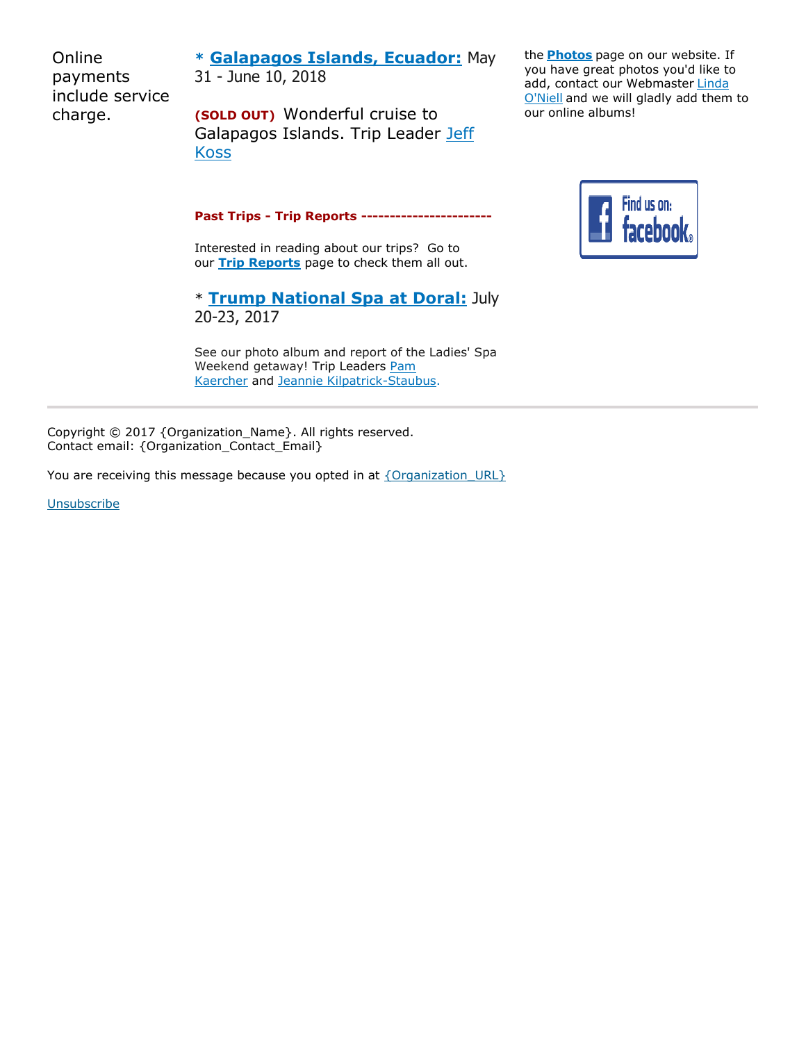Online payments include service charge.

* **Galapagos Islands, Ecuador:** May 31 - June 10, 2018

**(SOLD OUT)** Wonderful cruise to Galapagos Islands. Trip Leader Jeff Koss

**Past Trips - Trip Reports -----------------------**

Interested in reading about our trips? Go to our **Trip Reports** page to check them all out.

* **Trump National Spa at Doral:** July 20-23, 2017

See our photo album and report of the Ladies' Spa Weekend getaway! Trip Leaders Pam Kaercher and Jeannie Kilpatrick-Staubus.

the **Photos** page on our website. If you have great photos you'd like to add, contact our Webmaster Linda O'Niell and we will gladly add them to our online albums!

Find us on: facebook

---

Copyright © 2017 {Organization_Name}. All rights reserved.
Contact email: {Organization_Contact_Email}

You are receiving this message because you opted in at {Organization_URL}

Unsubscribe